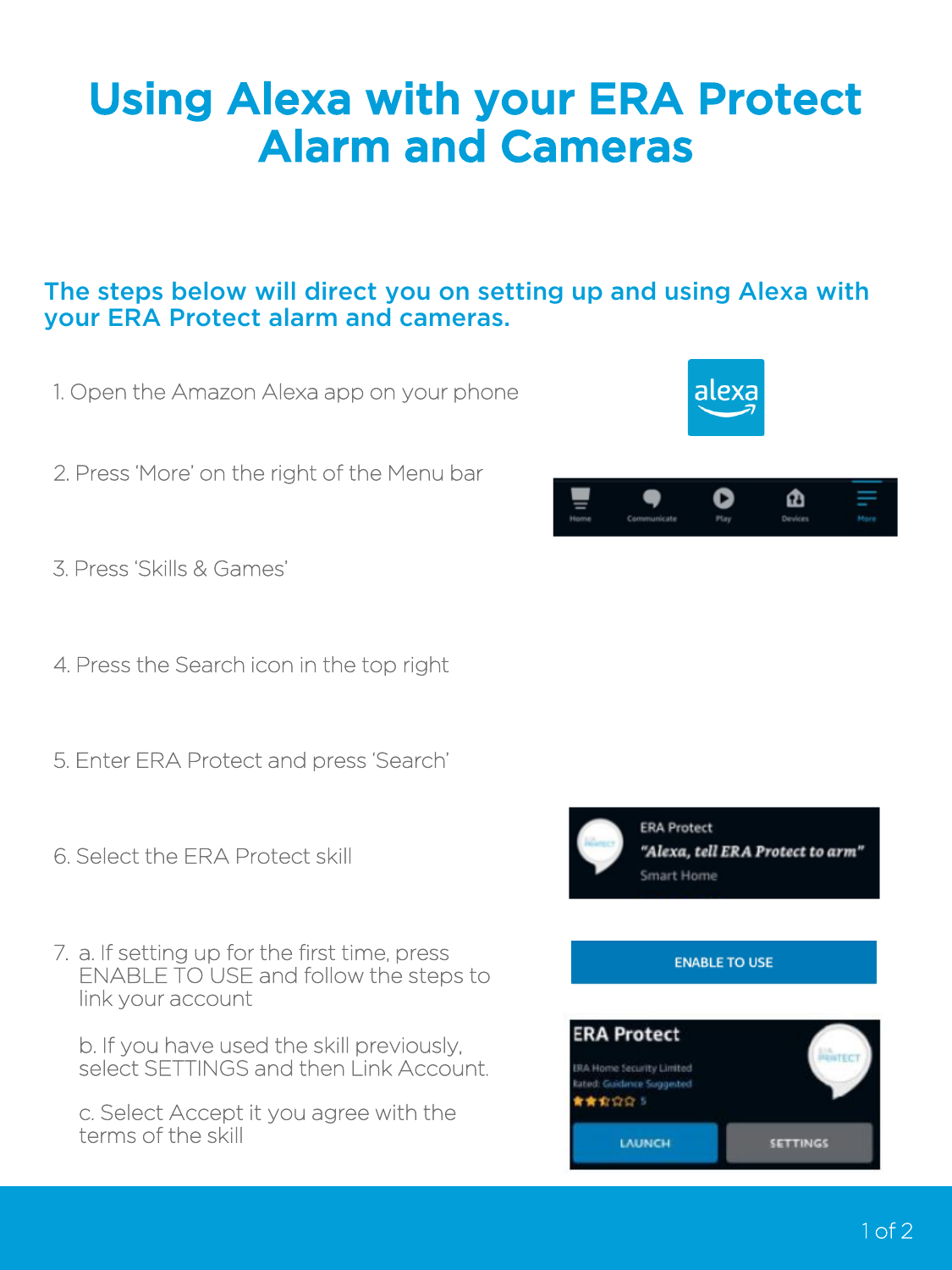# Using Alexa with your ERA Protect Alarm and Cameras

## The steps below will direct you on setting up and using Alexa with your ERA Protect alarm and cameras.

1. Open the Amazon Alexa app on your phone

2. Press 'More' on the right of the Menu bar

3. Press 'Skills & Games'

4. Press the Search icon in the top right

5. Enter ERA Protect and press 'Search'

6. Select the ERA Protect skill

7. a. If setting up for the first time, press ENABLE TO USE and follow the steps to link your account

   b. If you have used the skill previously, select SETTINGS and then Link Account.

   c. Select Accept it you agree with the terms of the skill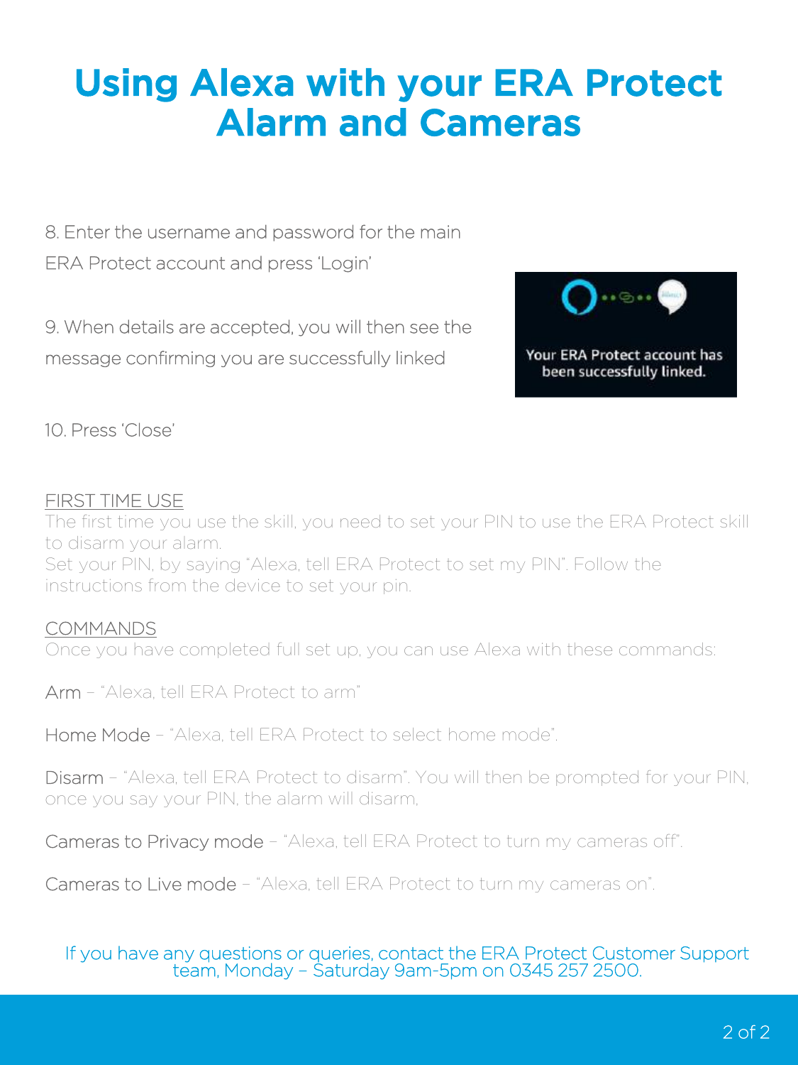# Using Alexa with your ERA Protect Alarm and Cameras

8. Enter the username and password for the main ERA Protect account and press 'Login'

9. When details are accepted, you will then see the message confirming you are successfully linked

Your ERA Protect account has been successfully linked.

10. Press 'Close'

FIRST TIME USE

The first time you use the skill, you need to set your PIN to use the ERA Protect skill to disarm your alarm.
Set your PIN, by saying "Alexa, tell ERA Protect to set my PIN". Follow the instructions from the device to set your pin.

COMMANDS

Once you have completed full set up, you can use Alexa with these commands:

Arm – "Alexa, tell ERA Protect to arm"

Home Mode – "Alexa, tell ERA Protect to select home mode".

Disarm – "Alexa, tell ERA Protect to disarm". You will then be prompted for your PIN, once you say your PIN, the alarm will disarm,

Cameras to Privacy mode – "Alexa, tell ERA Protect to turn my cameras off".

Cameras to Live mode – "Alexa, tell ERA Protect to turn my cameras on".

If you have any questions or queries, contact the ERA Protect Customer Support team, Monday – Saturday 9am-5pm on 0345 257 2500.